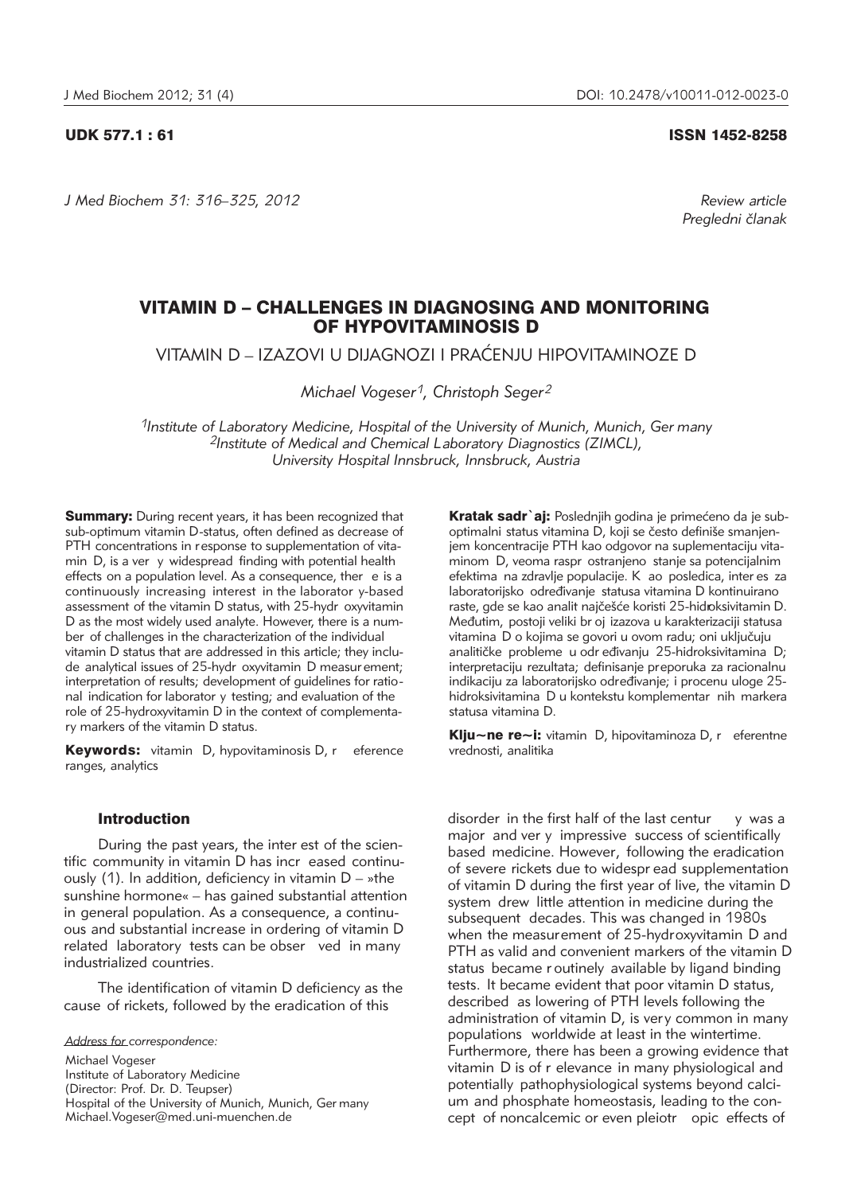UDK 577.1 : 61

ISSN 1452-8258

Review article
Pregledni članak

# VITAMIN D – CHALLENGES IN DIAGNOSING AND MONITORING OF HYPOVITAMINOSIS D

## VITAMIN D – IZAZOVI U DIJAGNOZI I PRAĆENJU HIPOVITAMINOZE D

*Michael Vogeser[1], Christoph Seger[2]*

*[1]Institute of Laboratory Medicine, Hospital of the University of Munich, Munich, Germany*
*[2]Institute of Medical and Chemical Laboratory Diagnostics (ZIMCL), University Hospital Innsbruck, Innsbruck, Austria*

**Summary:** During recent years, it has been recognized that sub-optimum vitamin D-status, often defined as decrease of PTH concentrations in response to supplementation of vitamin D, is a very widespread finding with potential health effects on a population level. As a consequence, there is a continuously increasing interest in the laboratory-based assessment of the vitamin D status, with 25-hydroxyvitamin D as the most widely used analyte. However, there is a number of challenges in the characterization of the individual vitamin D status that are addressed in this article; they include analytical issues of 25-hydroxyvitamin D measurement; interpretation of results; development of guidelines for rational indication for laboratory testing; and evaluation of the role of 25-hydroxyvitamin D in the context of complementary markers of the vitamin D status.

**Keywords:** vitamin D, hypovitaminosis D, reference ranges, analytics

**Kratak sadržaj:** Poslednjih godina je primećeno da je suboptimalni status vitamina D, koji se često definiše smanjenjem koncentracije PTH kao odgovor na suplementaciju vitaminom D, veoma rasprostranjeno stanje sa potencijalnim efektima na zdravlje populacije. Kao posledica, interes za laboratorijsko određivanje statusa vitamina D kontinuirano raste, gde se kao analit najčešće koristi 25-hidroksivitamin D. Međutim, postoji veliki broj izazova u karakterizaciji statusa vitamina D o kojima se govori u ovom radu; oni uključuju analitičke probleme u određivanju 25-hidroksivitamina D; interpretaciju rezultata; definisanje preporuka za racionalnu indikaciju za laboratorijsko određivanje; i procenu uloge 25-hidroksivitamina D u kontekstu komplementarnih markera statusa vitamina D.

**Ključne reči:** vitamin D, hipovitaminoza D, referentne vrednosti, analitika

### Introduction

During the past years, the interest of the scientific community in vitamin D has increased continuously (1). In addition, deficiency in vitamin D – »the sunshine hormone« – has gained substantial attention in general population. As a consequence, a continuous and substantial increase in ordering of vitamin D related laboratory tests can be observed in many industrialized countries.

The identification of vitamin D deficiency as the cause of rickets, followed by the eradication of this disorder in the first half of the last century was a major and very impressive success of scientifically based medicine. However, following the eradication of severe rickets due to widespread supplementation of vitamin D during the first year of live, the vitamin D system drew little attention in medicine during the subsequent decades. This was changed in 1980s when the measurement of 25-hydroxyvitamin D and PTH as valid and convenient markers of the vitamin D status became routinely available by ligand binding tests. It became evident that poor vitamin D status, described as lowering of PTH levels following the administration of vitamin D, is very common in many populations worldwide at least in the wintertime. Furthermore, there has been a growing evidence that vitamin D is of relevance in many physiological and potentially pathophysiological systems beyond calcium and phosphate homeostasis, leading to the concept of noncalcemic or even pleiotropic effects of

*Address for correspondence:*

Michael Vogeser
Institute of Laboratory Medicine
(Director: Prof. Dr. D. Teupser)
Hospital of the University of Munich, Munich, Germany
Michael.Vogeser@med.uni-muenchen.de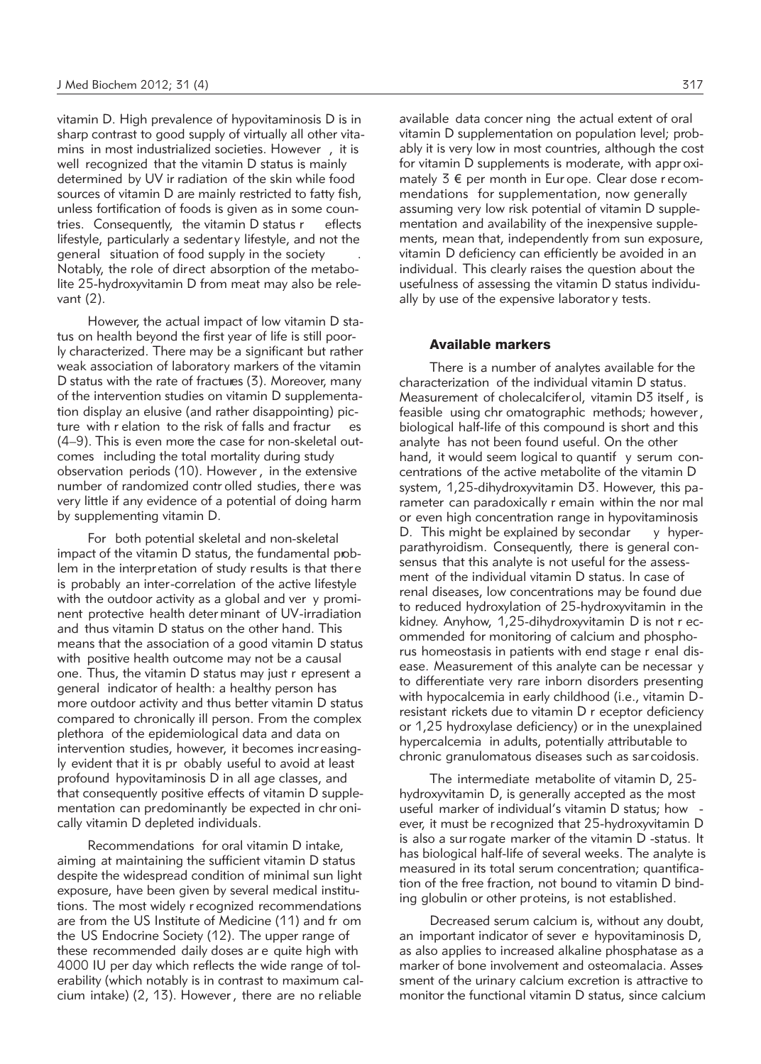vitamin D. High prevalence of hypovitaminosis D is in sharp contrast to good supply of virtually all other vitamins in most industrialized societies. However, it is well recognized that the vitamin D status is mainly determined by UV irradiation of the skin while food sources of vitamin D are mainly restricted to fatty fish, unless fortification of foods is given as in some countries. Consequently, the vitamin D status reflects lifestyle, particularly a sedentary lifestyle, and not the general situation of food supply in the society. Notably, the role of direct absorption of the metabolite 25-hydroxyvitamin D from meat may also be relevant (2).

However, the actual impact of low vitamin D status on health beyond the first year of life is still poorly characterized. There may be a significant but rather weak association of laboratory markers of the vitamin D status with the rate of fractures (3). Moreover, many of the intervention studies on vitamin D supplementation display an elusive (and rather disappointing) picture with relation to the risk of falls and fractures (4–9). This is even more the case for non-skeletal outcomes including the total mortality during study observation periods (10). However, in the extensive number of randomized controlled studies, there was very little if any evidence of a potential of doing harm by supplementing vitamin D.

For both potential skeletal and non-skeletal impact of the vitamin D status, the fundamental problem in the interpretation of study results is that there is probably an inter-correlation of the active lifestyle with the outdoor activity as a global and very prominent protective health determinant of UV-irradiation and thus vitamin D status on the other hand. This means that the association of a good vitamin D status with positive health outcome may not be a causal one. Thus, the vitamin D status may just represent a general indicator of health: a healthy person has more outdoor activity and thus better vitamin D status compared to chronically ill person. From the complex plethora of the epidemiological data and data on intervention studies, however, it becomes increasingly evident that it is probably useful to avoid at least profound hypovitaminosis D in all age classes, and that consequently positive effects of vitamin D supplementation can predominantly be expected in chronically vitamin D depleted individuals.

Recommendations for oral vitamin D intake, aiming at maintaining the sufficient vitamin D status despite the widespread condition of minimal sun light exposure, have been given by several medical institutions. The most widely recognized recommendations are from the US Institute of Medicine (11) and from the US Endocrine Society (12). The upper range of these recommended daily doses are quite high with 4000 IU per day which reflects the wide range of tolerability (which notably is in contrast to maximum calcium intake) (2, 13). However, there are no reliable available data concerning the actual extent of oral vitamin D supplementation on population level; probably it is very low in most countries, although the cost for vitamin D supplements is moderate, with approximately 3 € per month in Europe. Clear dose recommendations for supplementation, now generally assuming very low risk potential of vitamin D supplementation and availability of the inexpensive supplements, mean that, independently from sun exposure, vitamin D deficiency can efficiently be avoided in an individual. This clearly raises the question about the usefulness of assessing the vitamin D status individually by use of the expensive laboratory tests.

## Available markers

There is a number of analytes available for the characterization of the individual vitamin D status. Measurement of cholecalciferol, vitamin D3 itself, is feasible using chromatographic methods; however, biological half-life of this compound is short and this analyte has not been found useful. On the other hand, it would seem logical to quantify serum concentrations of the active metabolite of the vitamin D system, 1,25-dihydroxyvitamin D3. However, this parameter can paradoxically remain within the normal or even high concentration range in hypovitaminosis D. This might be explained by secondary hyperparathyroidism. Consequently, there is general consensus that this analyte is not useful for the assessment of the individual vitamin D status. In case of renal diseases, low concentrations may be found due to reduced hydroxylation of 25-hydroxyvitamin in the kidney. Anyhow, 1,25-dihydroxyvitamin D is not recommended for monitoring of calcium and phosphorus homeostasis in patients with end stage renal disease. Measurement of this analyte can be necessary to differentiate very rare inborn disorders presenting with hypocalcemia in early childhood (i.e., vitamin D-resistant rickets due to vitamin D receptor deficiency or 1,25 hydroxylase deficiency) or in the unexplained hypercalcemia in adults, potentially attributable to chronic granulomatous diseases such as sarcoidosis.

The intermediate metabolite of vitamin D, 25-hydroxyvitamin D, is generally accepted as the most useful marker of individual's vitamin D status; however, it must be recognized that 25-hydroxyvitamin D is also a surrogate marker of the vitamin D -status. It has biological half-life of several weeks. The analyte is measured in its total serum concentration; quantification of the free fraction, not bound to vitamin D binding globulin or other proteins, is not established.

Decreased serum calcium is, without any doubt, an important indicator of severe hypovitaminosis D, as also applies to increased alkaline phosphatase as a marker of bone involvement and osteomalacia. Assessment of the urinary calcium excretion is attractive to monitor the functional vitamin D status, since calcium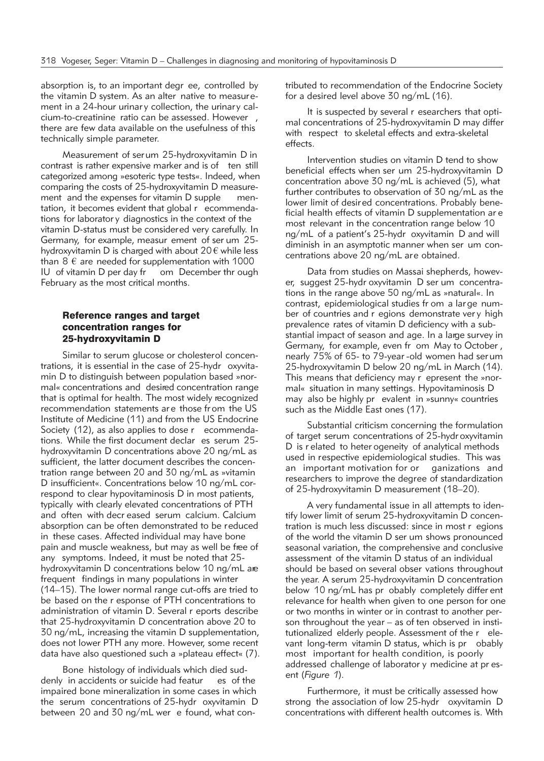absorption is, to an important degree, controlled by the vitamin D system. As an alternative to measurement in a 24-hour urinary collection, the urinary calcium-to-creatinine ratio can be assessed. However, there are few data available on the usefulness of this technically simple parameter.

Measurement of serum 25-hydroxyvitamin D in contrast is rather expensive marker and is often still categorized among »esoteric type tests«. Indeed, when comparing the costs of 25-hydroxyvitamin D measurement and the expenses for vitamin D supplementation, it becomes evident that global recommendations for laboratory diagnostics in the context of the vitamin D-status must be considered very carefully. In Germany, for example, measurement of serum 25-hydroxyvitamin D is charged with about 20 € while less than 8 € are needed for supplementation with 1000 IU of vitamin D per day from December through February as the most critical months.

## Reference ranges and target concentration ranges for 25-hydroxyvitamin D

Similar to serum glucose or cholesterol concentrations, it is essential in the case of 25-hydroxyvitamin D to distinguish between population based »normal« concentrations and desired concentration range that is optimal for health. The most widely recognized recommendation statements are those from the US Institute of Medicine (11) and from the US Endocrine Society (12), as also applies to dose recommendations. While the first document declares serum 25-hydroxyvitamin D concentrations above 20 ng/mL as sufficient, the latter document describes the concentration range between 20 and 30 ng/mL as »vitamin D insufficient«. Concentrations below 10 ng/mL correspond to clear hypovitaminosis D in most patients, typically with clearly elevated concentrations of PTH and often with decreased serum calcium. Calcium absorption can be often demonstrated to be reduced in these cases. Affected individual may have bone pain and muscle weakness, but may as well be free of any symptoms. Indeed, it must be noted that 25-hydroxyvitamin D concentrations below 10 ng/mL are frequent findings in many populations in winter (14–15). The lower normal range cut-offs are tried to be based on the response of PTH concentrations to administration of vitamin D. Several reports describe that 25-hydroxyvitamin D concentration above 20 to 30 ng/mL, increasing the vitamin D supplementation, does not lower PTH any more. However, some recent data have also questioned such a »plateau effect« (7).

Bone histology of individuals which died suddenly in accidents or suicide had features of the impaired bone mineralization in some cases in which the serum concentrations of 25-hydroxyvitamin D between 20 and 30 ng/mL were found, what contributed to recommendation of the Endocrine Society for a desired level above 30 ng/mL (16).

It is suspected by several researchers that optimal concentrations of 25-hydroxyvitamin D may differ with respect to skeletal effects and extra-skeletal effects.

Intervention studies on vitamin D tend to show beneficial effects when serum 25-hydroxyvitamin D concentration above 30 ng/mL is achieved (5), what further contributes to observation of 30 ng/mL as the lower limit of desired concentrations. Probably beneficial health effects of vitamin D supplementation are most relevant in the concentration range below 10 ng/mL of a patient's 25-hydroxyvitamin D and will diminish in an asymptotic manner when serum concentrations above 20 ng/mL are obtained.

Data from studies on Massai shepherds, however, suggest 25-hydroxyvitamin D serum concentrations in the range above 50 ng/mL as »natural«. In contrast, epidemiological studies from a large number of countries and regions demonstrate very high prevalence rates of vitamin D deficiency with a substantial impact of season and age. In a large survey in Germany, for example, even from May to October, nearly 75% of 65- to 79-year-old women had serum 25-hydroxyvitamin D below 20 ng/mL in March (14). This means that deficiency may represent the »normal« situation in many settings. Hypovitaminosis D may also be highly prevalent in »sunny« countries such as the Middle East ones (17).

Substantial criticism concerning the formulation of target serum concentrations of 25-hydroxyvitamin D is related to heterogeneity of analytical methods used in respective epidemiological studies. This was an important motivation for organizations and researchers to improve the degree of standardization of 25-hydroxyvitamin D measurement (18–20).

A very fundamental issue in all attempts to identify lower limit of serum 25-hydroxyvitamin D concentration is much less discussed: since in most regions of the world the vitamin D serum shows pronounced seasonal variation, the comprehensive and conclusive assessment of the vitamin D status of an individual should be based on several observations throughout the year. A serum 25-hydroxyvitamin D concentration below 10 ng/mL has probably completely different relevance for health when given to one person for one or two months in winter or in contrast to another person throughout the year – as often observed in institutionalized elderly people. Assessment of the relevant long-term vitamin D status, which is probably most important for health condition, is poorly addressed challenge of laboratory medicine at present (*Figure 1*).

Furthermore, it must be critically assessed how strong the association of low 25-hydroxyvitamin D concentrations with different health outcomes is. With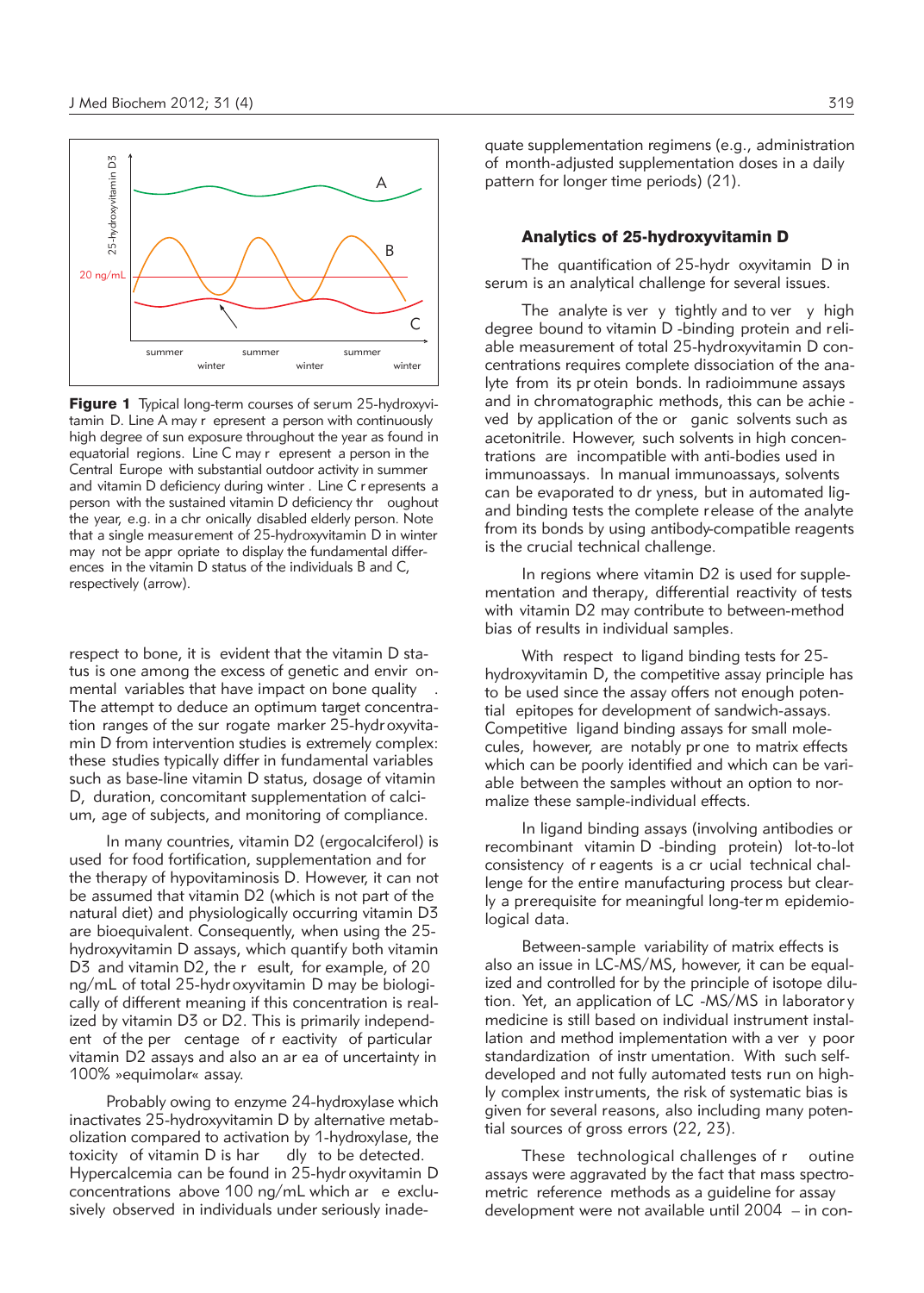**Figure 1** Typical long-term courses of serum 25-hydroxyvitamin D. Line A may represent a person with continuously high degree of sun exposure throughout the year as found in equatorial regions. Line C may represent a person in the Central Europe with substantial outdoor activity in summer and vitamin D deficiency during winter. Line C represents a person with the sustained vitamin D deficiency throughout the year, e.g. in a chronically disabled elderly person. Note that a single measurement of 25-hydroxyvitamin D in winter may not be appropriate to display the fundamental differences in the vitamin D status of the individuals B and C, respectively (arrow).

respect to bone, it is evident that the vitamin D status is one among the excess of genetic and environmental variables that have impact on bone quality. The attempt to deduce an optimum target concentration ranges of the surrogate marker 25-hydroxyvitamin D from intervention studies is extremely complex: these studies typically differ in fundamental variables such as base-line vitamin D status, dosage of vitamin D, duration, concomitant supplementation of calcium, age of subjects, and monitoring of compliance.

In many countries, vitamin D2 (ergocalciferol) is used for food fortification, supplementation and for the therapy of hypovitaminosis D. However, it can not be assumed that vitamin D2 (which is not part of the natural diet) and physiologically occurring vitamin D3 are bioequivalent. Consequently, when using the 25-hydroxyvitamin D assays, which quantify both vitamin D3 and vitamin D2, the result, for example, of 20 ng/mL of total 25-hydroxyvitamin D may be biologically of different meaning if this concentration is realized by vitamin D3 or D2. This is primarily independent of the percentage of reactivity of particular vitamin D2 assays and also an area of uncertainty in 100% »equimolar« assay.

Probably owing to enzyme 24-hydroxylase which inactivates 25-hydroxyvitamin D by alternative metabolization compared to activation by 1-hydroxylase, the toxicity of vitamin D is hardly to be detected. Hypercalcemia can be found in 25-hydroxyvitamin D concentrations above 100 ng/mL which are exclusively observed in individuals under seriously inadequate supplementation regimens (e.g., administration of month-adjusted supplementation doses in a daily pattern for longer time periods) (21).

## Analytics of 25-hydroxyvitamin D

The quantification of 25-hydroxyvitamin D in serum is an analytical challenge for several issues.

The analyte is very tightly and to very high degree bound to vitamin D-binding protein and reliable measurement of total 25-hydroxyvitamin D concentrations requires complete dissociation of the analyte from its protein bonds. In radioimmune assays and in chromatographic methods, this can be achieved by application of the organic solvents such as acetonitrile. However, such solvents in high concentrations are incompatible with anti-bodies used in immunoassays. In manual immunoassays, solvents can be evaporated to dryness, but in automated ligand binding tests the complete release of the analyte from its bonds by using antibody-compatible reagents is the crucial technical challenge.

In regions where vitamin D2 is used for supplementation and therapy, differential reactivity of tests with vitamin D2 may contribute to between-method bias of results in individual samples.

With respect to ligand binding tests for 25-hydroxyvitamin D, the competitive assay principle has to be used since the assay offers not enough potential epitopes for development of sandwich-assays. Competitive ligand binding assays for small molecules, however, are notably prone to matrix effects which can be poorly identified and which can be variable between the samples without an option to normalize these sample-individual effects.

In ligand binding assays (involving antibodies or recombinant vitamin D-binding protein) lot-to-lot consistency of reagents is a crucial technical challenge for the entire manufacturing process but clearly a prerequisite for meaningful long-term epidemiological data.

Between-sample variability of matrix effects is also an issue in LC-MS/MS, however, it can be equalized and controlled for by the principle of isotope dilution. Yet, an application of LC-MS/MS in laboratory medicine is still based on individual instrument installation and method implementation with a very poor standardization of instrumentation. With such self-developed and not fully automated tests run on highly complex instruments, the risk of systematic bias is given for several reasons, also including many potential sources of gross errors (22, 23).

These technological challenges of routine assays were aggravated by the fact that mass spectrometric reference methods as a guideline for assay development were not available until 2004 – in con-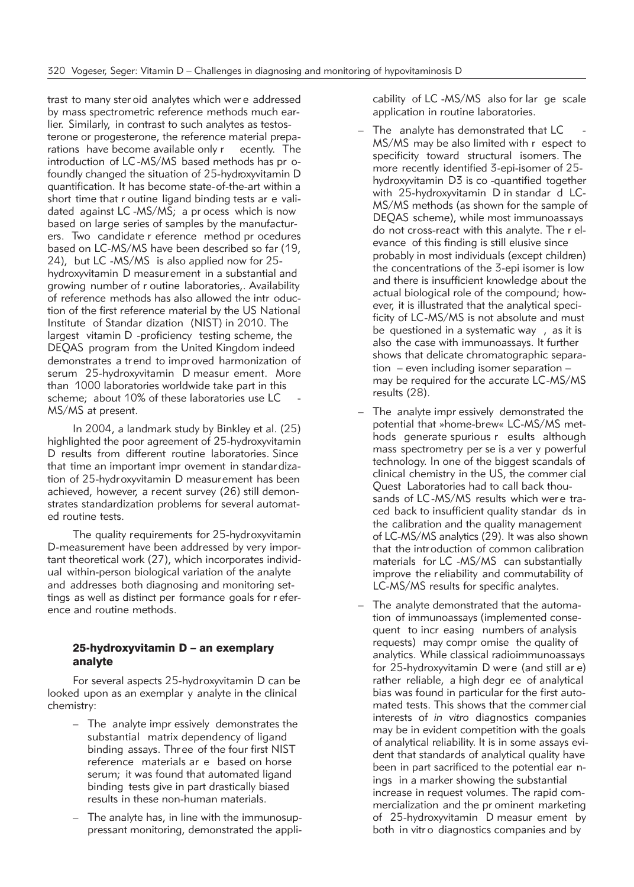trast to many steroid analytes which were addressed by mass spectrometric reference methods much earlier. Similarly, in contrast to such analytes as testosterone or progesterone, the reference material preparations have become available only recently. The introduction of LC-MS/MS based methods has profoundly changed the situation of 25-hydroxyvitamin D quantification. It has become state-of-the-art within a short time that routine ligand binding tests are validated against LC-MS/MS; a process which is now based on large series of samples by the manufacturers. Two candidate reference method procedures based on LC-MS/MS have been described so far (19, 24), but LC-MS/MS is also applied now for 25-hydroxyvitamin D measurement in a substantial and growing number of routine laboratories,. Availability of reference methods has also allowed the introduction of the first reference material by the US National Institute of Standardization (NIST) in 2010. The largest vitamin D-proficiency testing scheme, the DEQAS program from the United Kingdom indeed demonstrates a trend to improved harmonization of serum 25-hydroxyvitamin D measurement. More than 1000 laboratories worldwide take part in this scheme; about 10% of these laboratories use LC-MS/MS at present.

In 2004, a landmark study by Binkley et al. (25) highlighted the poor agreement of 25-hydroxyvitamin D results from different routine laboratories. Since that time an important improvement in standardization of 25-hydroxyvitamin D measurement has been achieved, however, a recent survey (26) still demonstrates standardization problems for several automated routine tests.

The quality requirements for 25-hydroxyvitamin D-measurement have been addressed by very important theoretical work (27), which incorporates individual within-person biological variation of the analyte and addresses both diagnosing and monitoring settings as well as distinct performance goals for reference and routine methods.

## 25-hydroxyvitamin D – an exemplary analyte

For several aspects 25-hydroxyvitamin D can be looked upon as an exemplary analyte in the clinical chemistry:

- The analyte impressively demonstrates the substantial matrix dependency of ligand binding assays. Three of the four first NIST reference materials are based on horse serum; it was found that automated ligand binding tests give in part drastically biased results in these non-human materials.
- The analyte has, in line with the immunosuppressant monitoring, demonstrated the applicability of LC-MS/MS also for large scale application in routine laboratories.
- The analyte has demonstrated that LC-MS/MS may be also limited with respect to specificity toward structural isomers. The more recently identified 3-epi-isomer of 25-hydroxyvitamin D3 is co-quantified together with 25-hydroxyvitamin D in standard LC-MS/MS methods (as shown for the sample of DEQAS scheme), while most immunoassays do not cross-react with this analyte. The relevance of this finding is still elusive since probably in most individuals (except children) the concentrations of the 3-epi isomer is low and there is insufficient knowledge about the actual biological role of the compound; however, it is illustrated that the analytical specificity of LC-MS/MS is not absolute and must be questioned in a systematic way, as it is also the case with immunoassays. It further shows that delicate chromatographic separation – even including isomer separation – may be required for the accurate LC-MS/MS results (28).
- The analyte impressively demonstrated the potential that »home-brew« LC-MS/MS methods generate spurious results although mass spectrometry per se is a very powerful technology. In one of the biggest scandals of clinical chemistry in the US, the commercial Quest Laboratories had to call back thousands of LC-MS/MS results which were traced back to insufficient quality standards in the calibration and the quality management of LC-MS/MS analytics (29). It was also shown that the introduction of common calibration materials for LC-MS/MS can substantially improve the reliability and commutability of LC-MS/MS results for specific analytes.
- The analyte demonstrated that the automation of immunoassays (implemented consequent to increasing numbers of analysis requests) may compromise the quality of analytics. While classical radioimmunoassays for 25-hydroxyvitamin D were (and still are) rather reliable, a high degree of analytical bias was found in particular for the first automated tests. This shows that the commercial interests of *in vitro* diagnostics companies may be in evident competition with the goals of analytical reliability. It is in some assays evident that standards of analytical quality have been in part sacrificed to the potential earnings in a marker showing the substantial increase in request volumes. The rapid commercialization and the prominent marketing of 25-hydroxyvitamin D measurement by both in vitro diagnostics companies and by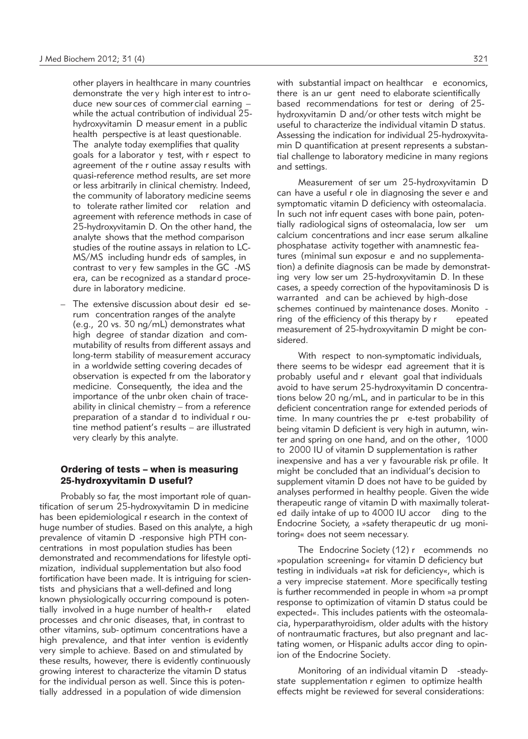other players in healthcare in many countries demonstrate the very high interest to introduce new sources of commercial earning – while the actual contribution of individual 25-hydroxyvitamin D measurement in a public health perspective is at least questionable. The analyte today exemplifies that quality goals for a laboratory test, with respect to agreement of the routine assay results with quasi-reference method results, are set more or less arbitrarily in clinical chemistry. Indeed, the community of laboratory medicine seems to tolerate rather limited correlation and agreement with reference methods in case of 25-hydroxyvitamin D. On the other hand, the analyte shows that the method comparison studies of the routine assays in relation to LC-MS/MS including hundreds of samples, in contrast to very few samples in the GC-MS era, can be recognized as a standard procedure in laboratory medicine.

– The extensive discussion about desired serum concentration ranges of the analyte (e.g., 20 vs. 30 ng/mL) demonstrates what high degree of standardization and commutability of results from different assays and long-term stability of measurement accuracy in a worldwide setting covering decades of observation is expected from the laboratory medicine. Consequently, the idea and the importance of the unbroken chain of traceability in clinical chemistry – from a reference preparation of a standard to individual routine method patient's results – are illustrated very clearly by this analyte.

## Ordering of tests – when is measuring 25-hydroxyvitamin D useful?

Probably so far, the most important role of quantification of serum 25-hydroxyvitamin D in medicine has been epidemiological research in the context of huge number of studies. Based on this analyte, a high prevalence of vitamin D-responsive high PTH concentrations in most population studies has been demonstrated and recommendations for lifestyle optimization, individual supplementation but also food fortification have been made. It is intriguing for scientists and physicians that a well-defined and long known physiologically occurring compound is potentially involved in a huge number of health-related processes and chronic diseases, that, in contrast to other vitamins, sub-optimum concentrations have a high prevalence, and that intervention is evidently very simple to achieve. Based on and stimulated by these results, however, there is evidently continuously growing interest to characterize the vitamin D status for the individual person as well. Since this is potentially addressed in a population of wide dimension with substantial impact on healthcare economics, there is an urgent need to elaborate scientifically based recommendations for test ordering of 25-hydroxyvitamin D and/or other tests which might be useful to characterize the individual vitamin D status. Assessing the indication for individual 25-hydroxyvitamin D quantification at present represents a substantial challenge to laboratory medicine in many regions and settings.

Measurement of serum 25-hydroxyvitamin D can have a useful role in diagnosing the severe and symptomatic vitamin D deficiency with osteomalacia. In such not infrequent cases with bone pain, potentially radiological signs of osteomalacia, low serum calcium concentrations and increase serum alkaline phosphatase activity together with anamnestic features (minimal sun exposure and no supplementation) a definite diagnosis can be made by demonstrating very low serum 25-hydroxyvitamin D. In these cases, a speedy correction of the hypovitaminosis D is warranted and can be achieved by high-dose schemes continued by maintenance doses. Monitoring of the efficiency of this therapy by repeated measurement of 25-hydroxyvitamin D might be considered.

With respect to non-symptomatic individuals, there seems to be widespread agreement that it is probably useful and relevant goal that individuals avoid to have serum 25-hydroxyvitamin D concentrations below 20 ng/mL, and in particular to be in this deficient concentration range for extended periods of time. In many countries the pre-test probability of being vitamin D deficient is very high in autumn, winter and spring on one hand, and on the other, 1000 to 2000 IU of vitamin D supplementation is rather inexpensive and has a very favourable risk profile. It might be concluded that an individual's decision to supplement vitamin D does not have to be guided by analyses performed in healthy people. Given the wide therapeutic range of vitamin D with maximally tolerated daily intake of up to 4000 IU according to the Endocrine Society, a »safety therapeutic drug monitoring« does not seem necessary.

The Endocrine Society (12) recommends no »population screening« for vitamin D deficiency but testing in individuals »at risk for deficiency«, which is a very imprecise statement. More specifically testing is further recommended in people in whom »a prompt response to optimization of vitamin D status could be expected«. This includes patients with the osteomalacia, hyperparathyroidism, older adults with the history of nontraumatic fractures, but also pregnant and lactating women, or Hispanic adults according to opinion of the Endocrine Society.

Monitoring of an individual vitamin D-steady-state supplementation regimen to optimize health effects might be reviewed for several considerations: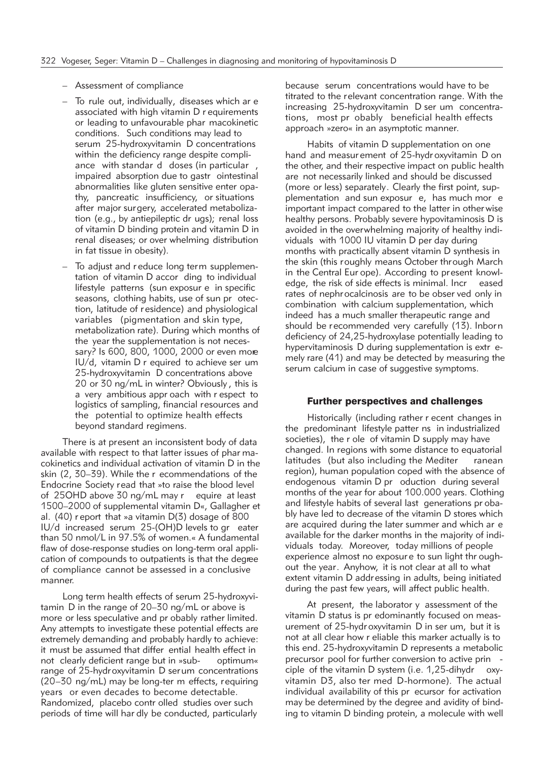- Assessment of compliance
- To rule out, individually, diseases which are associated with high vitamin D requirements or leading to unfavourable pharmacokinetic conditions. Such conditions may lead to serum 25-hydroxyvitamin D concentrations within the deficiency range despite compliance with standard doses (in particular, impaired absorption due to gastrointestinal abnormalities like gluten sensitive enteropathy, pancreatic insufficiency, or situations after major surgery, accelerated metabolization (e.g., by antiepileptic drugs); renal loss of vitamin D binding protein and vitamin D in renal diseases; or overwhelming distribution in fat tissue in obesity).
- To adjust and reduce long term supplementation of vitamin D according to individual lifestyle patterns (sun exposure in specific seasons, clothing habits, use of sun protection, latitude of residence) and physiological variables (pigmentation and skin type, metabolization rate). During which months of the year the supplementation is not necessary? Is 600, 800, 1000, 2000 or even more IU/d, vitamin D required to achieve serum 25-hydroxyvitamin D concentrations above 20 or 30 ng/mL in winter? Obviously, this is a very ambitious approach with respect to logistics of sampling, financial resources and the potential to optimize health effects beyond standard regimens.

There is at present an inconsistent body of data available with respect to that latter issues of pharmacokinetics and individual activation of vitamin D in the skin (2, 30–39). While the recommendations of the Endocrine Society read that »to raise the blood level of 25OHD above 30 ng/mL may require at least 1500–2000 of supplemental vitamin D«, Gallagher et al. (40) report that »a vitamin D(3) dosage of 800 IU/d increased serum 25-(OH)D levels to greater than 50 nmol/L in 97.5% of women.« A fundamental flaw of dose-response studies on long-term oral application of compounds to outpatients is that the degree of compliance cannot be assessed in a conclusive manner.

Long term health effects of serum 25-hydroxyvitamin D in the range of 20–30 ng/mL or above is more or less speculative and probably rather limited. Any attempts to investigate these potential effects are extremely demanding and probably hardly to achieve: it must be assumed that differential health effect in not clearly deficient range but in »sub-optimum« range of 25-hydroxyvitamin D serum concentrations (20–30 ng/mL) may be long-term effects, requiring years or even decades to become detectable. Randomized, placebo controlled studies over such periods of time will hardly be conducted, particularly because serum concentrations would have to be titrated to the relevant concentration range. With the increasing 25-hydroxyvitamin D serum concentrations, most probably beneficial health effects approach »zero« in an asymptotic manner.

Habits of vitamin D supplementation on one hand and measurement of 25-hydroxyvitamin D on the other, and their respective impact on public health are not necessarily linked and should be discussed (more or less) separately. Clearly the first point, supplementation and sun exposure, has much more important impact compared to the latter in otherwise healthy persons. Probably severe hypovitaminosis D is avoided in the overwhelming majority of healthy individuals with 1000 IU vitamin D per day during months with practically absent vitamin D synthesis in the skin (this roughly means October through March in the Central Europe). According to present knowledge, the risk of side effects is minimal. Increased rates of nephrocalcinosis are to be observed only in combination with calcium supplementation, which indeed has a much smaller therapeutic range and should be recommended very carefully (13). Inborn deficiency of 24,25-hydroxylase potentially leading to hypervitaminosis D during supplementation is extremely rare (41) and may be detected by measuring the serum calcium in case of suggestive symptoms.

## Further perspectives and challenges

Historically (including rather recent changes in the predominant lifestyle patterns in industrialized societies), the role of vitamin D supply may have changed. In regions with some distance to equatorial latitudes (but also including the Mediterranean region), human population coped with the absence of endogenous vitamin D production during several months of the year for about 100.000 years. Clothing and lifestyle habits of several last generations probably have led to decrease of the vitamin D stores which are acquired during the later summer and which are available for the darker months in the majority of individuals today. Moreover, today millions of people experience almost no exposure to sun light throughout the year. Anyhow, it is not clear at all to what extent vitamin D addressing in adults, being initiated during the past few years, will affect public health.

At present, the laboratory assessment of the vitamin D status is predominantly focused on measurement of 25-hydroxyvitamin D in serum, but it is not at all clear how reliable this marker actually is to this end. 25-hydroxyvitamin D represents a metabolic precursor pool for further conversion to active principle of the vitamin D system (i.e. 1,25-dihydroxyvitamin D3, also termed D-hormone). The actual individual availability of this precursor for activation may be determined by the degree and avidity of binding to vitamin D binding protein, a molecule with well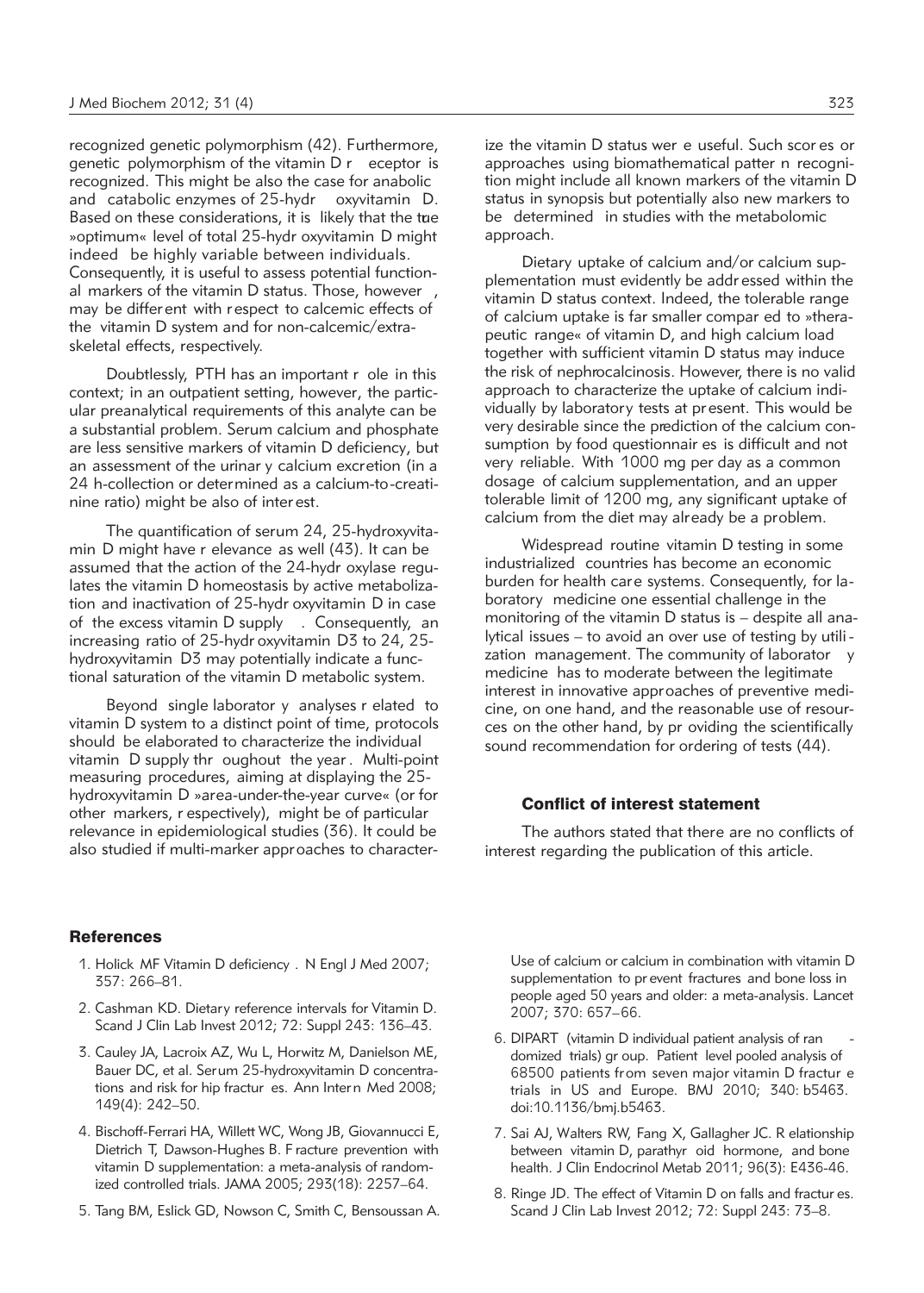recognized genetic polymorphism (42). Furthermore, genetic polymorphism of the vitamin D receptor is recognized. This might be also the case for anabolic and catabolic enzymes of 25-hydroxyvitamin D. Based on these considerations, it is likely that the true »optimum« level of total 25-hydroxyvitamin D might indeed be highly variable between individuals. Consequently, it is useful to assess potential functional markers of the vitamin D status. Those, however, may be different with respect to calcemic effects of the vitamin D system and for non-calcemic/extra-skeletal effects, respectively.

Doubtlessly, PTH has an important role in this context; in an outpatient setting, however, the particular preanalytical requirements of this analyte can be a substantial problem. Serum calcium and phosphate are less sensitive markers of vitamin D deficiency, but an assessment of the urinary calcium excretion (in a 24 h-collection or determined as a calcium-to-creatinine ratio) might be also of interest.

The quantification of serum 24, 25-hydroxyvitamin D might have relevance as well (43). It can be assumed that the action of the 24-hydroxylase regulates the vitamin D homeostasis by active metabolization and inactivation of 25-hydroxyvitamin D in case of the excess vitamin D supply. Consequently, an increasing ratio of 25-hydroxyvitamin D3 to 24, 25-hydroxyvitamin D3 may potentially indicate a functional saturation of the vitamin D metabolic system.

Beyond single laboratory analyses related to vitamin D system to a distinct point of time, protocols should be elaborated to characterize the individual vitamin D supply throughout the year. Multi-point measuring procedures, aiming at displaying the 25-hydroxyvitamin D »area-under-the-year curve« (or for other markers, respectively), might be of particular relevance in epidemiological studies (36). It could be also studied if multi-marker approaches to characterize the vitamin D status were useful. Such scores or approaches using biomathematical pattern recognition might include all known markers of the vitamin D status in synopsis but potentially also new markers to be determined in studies with the metabolomic approach.

Dietary uptake of calcium and/or calcium supplementation must evidently be addressed within the vitamin D status context. Indeed, the tolerable range of calcium uptake is far smaller compared to »therapeutic range« of vitamin D, and high calcium load together with sufficient vitamin D status may induce the risk of nephrocalcinosis. However, there is no valid approach to characterize the uptake of calcium individually by laboratory tests at present. This would be very desirable since the prediction of the calcium consumption by food questionnaires is difficult and not very reliable. With 1000 mg per day as a common dosage of calcium supplementation, and an upper tolerable limit of 1200 mg, any significant uptake of calcium from the diet may already be a problem.

Widespread routine vitamin D testing in some industrialized countries has become an economic burden for health care systems. Consequently, for laboratory medicine one essential challenge in the monitoring of the vitamin D status is – despite all analytical issues – to avoid an over use of testing by utilization management. The community of laboratory medicine has to moderate between the legitimate interest in innovative approaches of preventive medicine, on one hand, and the reasonable use of resources on the other hand, by providing the scientifically sound recommendation for ordering of tests (44).

### Conflict of interest statement

The authors stated that there are no conflicts of interest regarding the publication of this article.

## References

1. Holick MF Vitamin D deficiency. N Engl J Med 2007; 357: 266–81.
2. Cashman KD. Dietary reference intervals for Vitamin D. Scand J Clin Lab Invest 2012; 72: Suppl 243: 136–43.
3. Cauley JA, Lacroix AZ, Wu L, Horwitz M, Danielson ME, Bauer DC, et al. Serum 25-hydroxyvitamin D concentrations and risk for hip fractures. Ann Intern Med 2008; 149(4): 242–50.
4. Bischoff-Ferrari HA, Willett WC, Wong JB, Giovannucci E, Dietrich T, Dawson-Hughes B. Fracture prevention with vitamin D supplementation: a meta-analysis of randomized controlled trials. JAMA 2005; 293(18): 2257–64.
5. Tang BM, Eslick GD, Nowson C, Smith C, Bensoussan A. Use of calcium or calcium in combination with vitamin D supplementation to prevent fractures and bone loss in people aged 50 years and older: a meta-analysis. Lancet 2007; 370: 657–66.
6. DIPART (vitamin D individual patient analysis of randomized trials) group. Patient level pooled analysis of 68500 patients from seven major vitamin D fracture trials in US and Europe. BMJ 2010; 340: b5463. doi:10.1136/bmj.b5463.
7. Sai AJ, Walters RW, Fang X, Gallagher JC. Relationship between vitamin D, parathyroid hormone, and bone health. J Clin Endocrinol Metab 2011; 96(3): E436-46.
8. Ringe JD. The effect of Vitamin D on falls and fractures. Scand J Clin Lab Invest 2012; 72: Suppl 243: 73–8.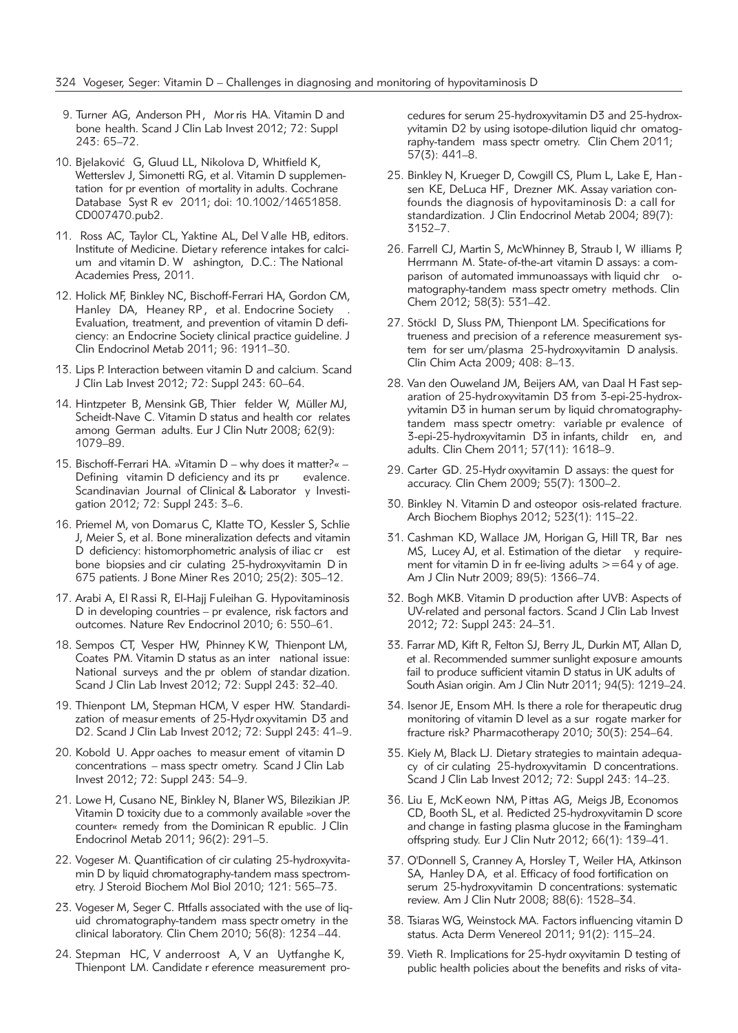9. Turner AG, Anderson PH, Morris HA. Vitamin D and bone health. Scand J Clin Lab Invest 2012; 72: Suppl 243: 65–72.

10. Bjeloković G, Gluud LL, Nikolova D, Whitfield K, Wetterslev J, Simonetti RG, et al. Vitamin D supplementation for prevention of mortality in adults. Cochrane Database Syst Rev 2011; doi: 10.1002/14651858. CD007470.pub2.

11. Ross AC, Taylor CL, Yaktine AL, Del Valle HB, editors. Institute of Medicine. Dietary reference intakes for calcium and vitamin D. Washington, D.C.: The National Academies Press, 2011.

12. Holick MF, Binkley NC, Bischoff-Ferrari HA, Gordon CM, Hanley DA, Heaney RP, et al. Endocrine Society. Evaluation, treatment, and prevention of vitamin D deficiency: an Endocrine Society clinical practice guideline. J Clin Endocrinol Metab 2011; 96: 1911–30.

13. Lips P. Interaction between vitamin D and calcium. Scand J Clin Lab Invest 2012; 72: Suppl 243: 60–64.

14. Hintzpeter B, Mensink GB, Thierfelder W, Müller MJ, Scheidt-Nave C. Vitamin D status and health correlates among German adults. Eur J Clin Nutr 2008; 62(9): 1079–89.

15. Bischoff-Ferrari HA. »Vitamin D – why does it matter?« – Defining vitamin D deficiency and its prevalence. Scandinavian Journal of Clinical & Laboratory Investigation 2012; 72: Suppl 243: 3–6.

16. Priemel M, von Domarus C, Klatte TO, Kessler S, Schlie J, Meier S, et al. Bone mineralization defects and vitamin D deficiency: histomorphometric analysis of iliac crest bone biopsies and circulating 25-hydroxyvitamin D in 675 patients. J Bone Miner Res 2010; 25(2): 305–12.

17. Arabi A, El Rassi R, El-Hajj Fuleihan G. Hypovitaminosis D in developing countries – prevalence, risk factors and outcomes. Nature Rev Endocrinol 2010; 6: 550–61.

18. Sempos CT, Vesper HW, Phinney KW, Thienpont LM, Coates PM. Vitamin D status as an international issue: National surveys and the problem of standardization. Scand J Clin Lab Invest 2012; 72: Suppl 243: 32–40.

19. Thienpont LM, Stepman HCM, Vesper HW. Standardization of measurements of 25-Hydroxyvitamin D3 and D2. Scand J Clin Lab Invest 2012; 72: Suppl 243: 41–9.

20. Kobold U. Approaches to measurement of vitamin D concentrations – mass spectrometry. Scand J Clin Lab Invest 2012; 72: Suppl 243: 54–9.

21. Lowe H, Cusano NE, Binkley N, Blaner WS, Bilezikian JP. Vitamin D toxicity due to a commonly available »over the counter« remedy from the Dominican Republic. J Clin Endocrinol Metab 2011; 96(2): 291–5.

22. Vogeser M. Quantification of circulating 25-hydroxyvitamin D by liquid chromatography-tandem mass spectrometry. J Steroid Biochem Mol Biol 2010; 121: 565–73.

23. Vogeser M, Seger C. Pitfalls associated with the use of liquid chromatography-tandem mass spectrometry in the clinical laboratory. Clin Chem 2010; 56(8): 1234–44.

24. Stepman HC, Vanderroost A, Van Uytfanghe K, Thienpont LM. Candidate reference measurement procedures for serum 25-hydroxyvitamin D3 and 25-hydroxyvitamin D2 by using isotope-dilution liquid chromatography-tandem mass spectrometry. Clin Chem 2011; 57(3): 441–8.

25. Binkley N, Krueger D, Cowgill CS, Plum L, Lake E, Hansen KE, DeLuca HF, Drezner MK. Assay variation confounds the diagnosis of hypovitaminosis D: a call for standardization. J Clin Endocrinol Metab 2004; 89(7): 3152–7.

26. Farrell CJ, Martin S, McWhinney B, Straub I, Williams P, Herrmann M. State-of-the-art vitamin D assays: a comparison of automated immunoassays with liquid chromatography-tandem mass spectrometry methods. Clin Chem 2012; 58(3): 531–42.

27. Stöckl D, Sluss PM, Thienpont LM. Specifications for trueness and precision of a reference measurement system for serum/plasma 25-hydroxyvitamin D analysis. Clin Chim Acta 2009; 408: 8–13.

28. Van den Ouweland JM, Beijers AM, van Daal H Fast separation of 25-hydroxyvitamin D3 from 3-epi-25-hydroxyvitamin D3 in human serum by liquid chromatography-tandem mass spectrometry: variable prevalence of 3-epi-25-hydroxyvitamin D3 in infants, children, and adults. Clin Chem 2011; 57(11): 1618–9.

29. Carter GD. 25-Hydroxyvitamin D assays: the quest for accuracy. Clin Chem 2009; 55(7): 1300–2.

30. Binkley N. Vitamin D and osteoporosis-related fracture. Arch Biochem Biophys 2012; 523(1): 115–22.

31. Cashman KD, Wallace JM, Horigan G, Hill TR, Barnes MS, Lucey AJ, et al. Estimation of the dietary requirement for vitamin D in free-living adults >=64 y of age. Am J Clin Nutr 2009; 89(5): 1366–74.

32. Bogh MKB. Vitamin D production after UVB: Aspects of UV-related and personal factors. Scand J Clin Lab Invest 2012; 72: Suppl 243: 24–31.

33. Farrar MD, Kift R, Felton SJ, Berry JL, Durkin MT, Allan D, et al. Recommended summer sunlight exposure amounts fail to produce sufficient vitamin D status in UK adults of South Asian origin. Am J Clin Nutr 2011; 94(5): 1219–24.

34. Isenor JE, Ensom MH. Is there a role for therapeutic drug monitoring of vitamin D level as a surrogate marker for fracture risk? Pharmacotherapy 2010; 30(3): 254–64.

35. Kiely M, Black LJ. Dietary strategies to maintain adequacy of circulating 25-hydroxyvitamin D concentrations. Scand J Clin Lab Invest 2012; 72: Suppl 243: 14–23.

36. Liu E, McKeown NM, Pittas AG, Meigs JB, Economos CD, Booth SL, et al. Predicted 25-hydroxyvitamin D score and change in fasting plasma glucose in the Framingham offspring study. Eur J Clin Nutr 2012; 66(1): 139–41.

37. O'Donnell S, Cranney A, Horsley T, Weiler HA, Atkinson SA, Hanley DA, et al. Efficacy of food fortification on serum 25-hydroxyvitamin D concentrations: systematic review. Am J Clin Nutr 2008; 88(6): 1528–34.

38. Tsiaras WG, Weinstock MA. Factors influencing vitamin D status. Acta Derm Venereol 2011; 91(2): 115–24.

39. Vieth R. Implications for 25-hydroxyvitamin D testing of public health policies about the benefits and risks of vita-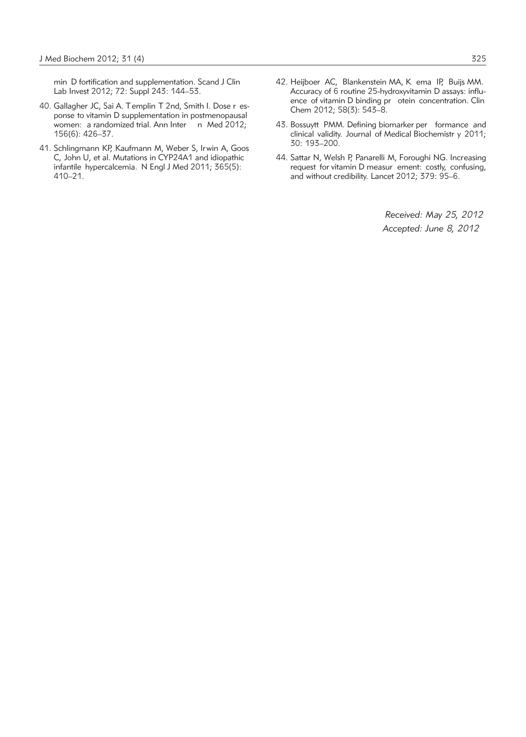min D fortification and supplementation. Scand J Clin Lab Invest 2012; 72: Suppl 243: 144–53.

40. Gallagher JC, Sai A. Templin T 2nd, Smith I. Dose r esponse to vitamin D supplementation in postmenopausal women: a randomized trial. Ann Inter n Med 2012; 156(6): 426–37.

41. Schlingmann KP, Kaufmann M, Weber S, Irwin A, Goos C, John U, et al. Mutations in CYP24A1 and idiopathic infantile hypercalcemia. N Engl J Med 2011; 365(5): 410–21.

42. Heijboer AC, Blankenstein MA, K ema IP, Buijs MM. Accuracy of 6 routine 25-hydroxyvitamin D assays: influence of vitamin D binding pr otein concentration. Clin Chem 2012; 58(3): 543–8.

43. Bossuytt PMM. Defining biomarker per formance and clinical validity. Journal of Medical Biochemistr y 2011; 30: 193–200.

44. Sattar N, Welsh P, Panarelli M, Foroughi NG. Increasing request for vitamin D measur ement: costly, confusing, and without credibility. Lancet 2012; 379: 95–6.

*Received: May 25, 2012*
*Accepted: June 8, 2012*